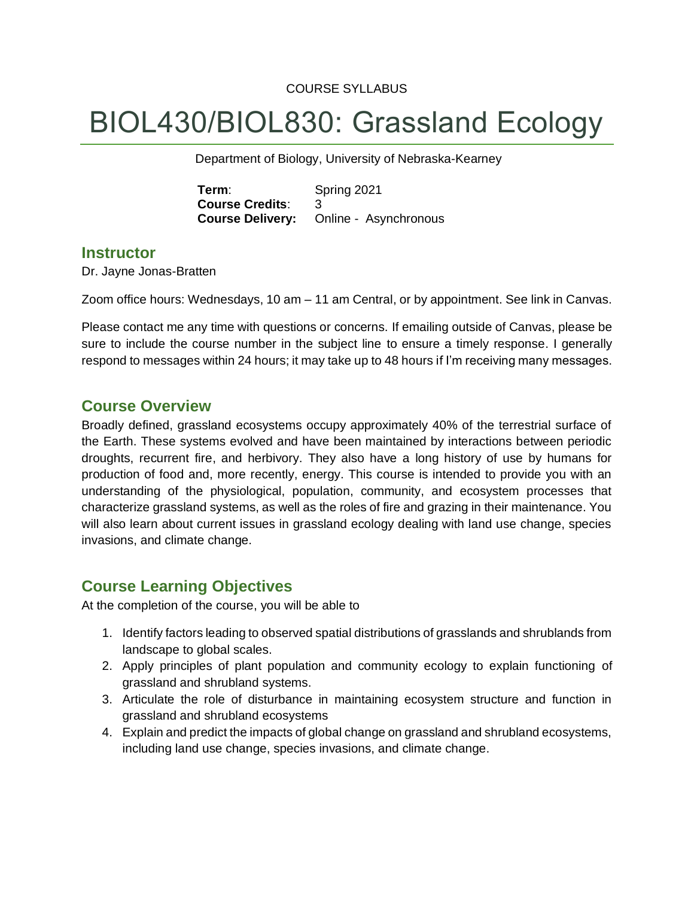COURSE SYLLABUS

# BIOL430/BIOL830: Grassland Ecology

Department of Biology, University of Nebraska-Kearney

**Term**: Spring 2021
**Course Credits**: 3
**Course Delivery:** Online - Asynchronous

## Instructor

Dr. Jayne Jonas-Bratten

Zoom office hours: Wednesdays, 10 am – 11 am Central, or by appointment. See link in Canvas.

Please contact me any time with questions or concerns. If emailing outside of Canvas, please be sure to include the course number in the subject line to ensure a timely response. I generally respond to messages within 24 hours; it may take up to 48 hours if I'm receiving many messages.

## Course Overview

Broadly defined, grassland ecosystems occupy approximately 40% of the terrestrial surface of the Earth. These systems evolved and have been maintained by interactions between periodic droughts, recurrent fire, and herbivory. They also have a long history of use by humans for production of food and, more recently, energy. This course is intended to provide you with an understanding of the physiological, population, community, and ecosystem processes that characterize grassland systems, as well as the roles of fire and grazing in their maintenance. You will also learn about current issues in grassland ecology dealing with land use change, species invasions, and climate change.

## Course Learning Objectives

At the completion of the course, you will be able to

1. Identify factors leading to observed spatial distributions of grasslands and shrublands from landscape to global scales.
2. Apply principles of plant population and community ecology to explain functioning of grassland and shrubland systems.
3. Articulate the role of disturbance in maintaining ecosystem structure and function in grassland and shrubland ecosystems
4. Explain and predict the impacts of global change on grassland and shrubland ecosystems, including land use change, species invasions, and climate change.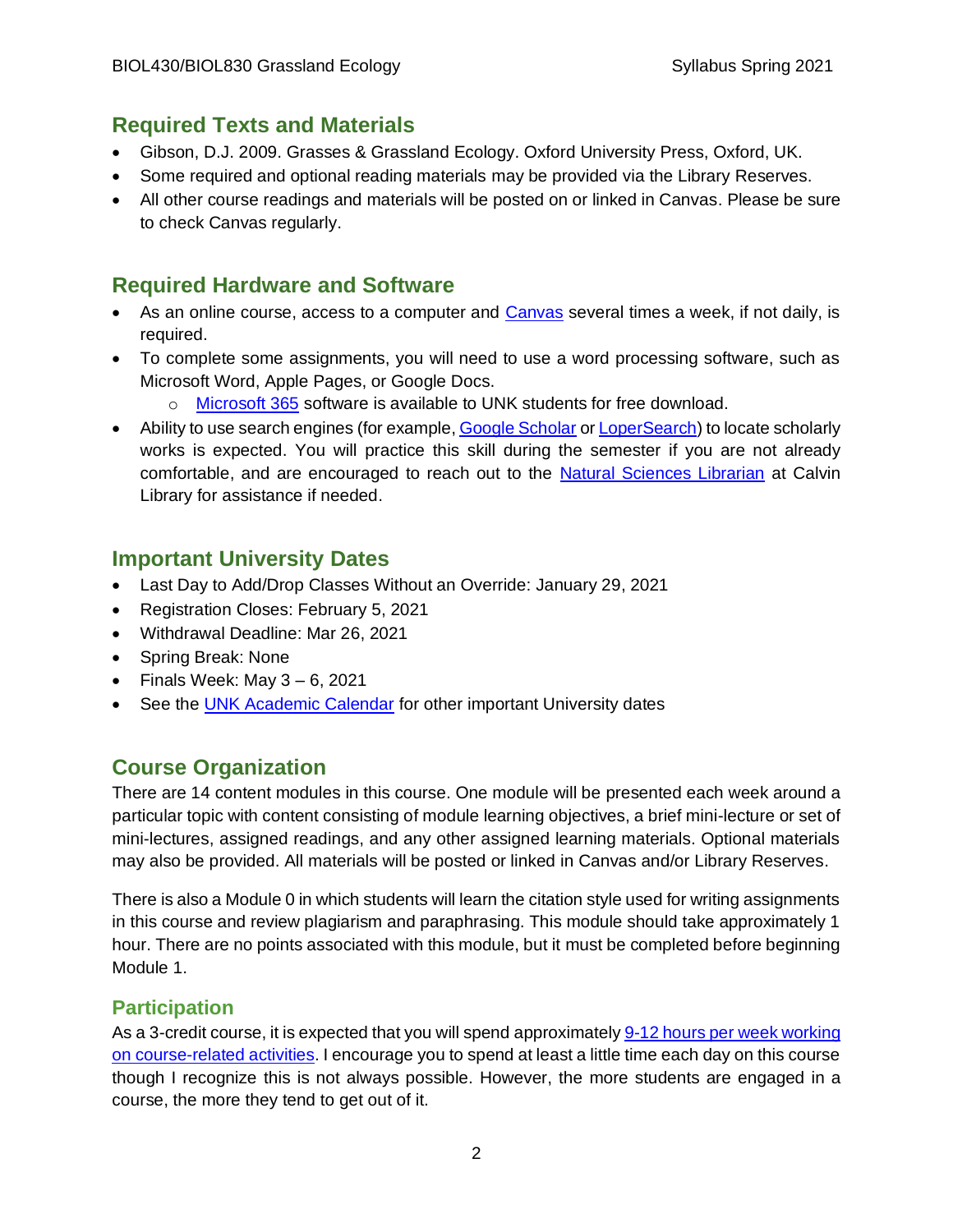## Required Texts and Materials

- Gibson, D.J. 2009. Grasses & Grassland Ecology. Oxford University Press, Oxford, UK.
- Some required and optional reading materials may be provided via the Library Reserves.
- All other course readings and materials will be posted on or linked in Canvas. Please be sure to check Canvas regularly.

## Required Hardware and Software

- As an online course, access to a computer and Canvas several times a week, if not daily, is required.
- To complete some assignments, you will need to use a word processing software, such as Microsoft Word, Apple Pages, or Google Docs.
  - Microsoft 365 software is available to UNK students for free download.
- Ability to use search engines (for example, Google Scholar or LoperSearch) to locate scholarly works is expected. You will practice this skill during the semester if you are not already comfortable, and are encouraged to reach out to the Natural Sciences Librarian at Calvin Library for assistance if needed.

## Important University Dates

- Last Day to Add/Drop Classes Without an Override: January 29, 2021
- Registration Closes: February 5, 2021
- Withdrawal Deadline: Mar 26, 2021
- Spring Break: None
- Finals Week: May 3 – 6, 2021
- See the UNK Academic Calendar for other important University dates

## Course Organization

There are 14 content modules in this course. One module will be presented each week around a particular topic with content consisting of module learning objectives, a brief mini-lecture or set of mini-lectures, assigned readings, and any other assigned learning materials. Optional materials may also be provided. All materials will be posted or linked in Canvas and/or Library Reserves.

There is also a Module 0 in which students will learn the citation style used for writing assignments in this course and review plagiarism and paraphrasing. This module should take approximately 1 hour. There are no points associated with this module, but it must be completed before beginning Module 1.

### Participation

As a 3-credit course, it is expected that you will spend approximately 9-12 hours per week working on course-related activities. I encourage you to spend at least a little time each day on this course though I recognize this is not always possible. However, the more students are engaged in a course, the more they tend to get out of it.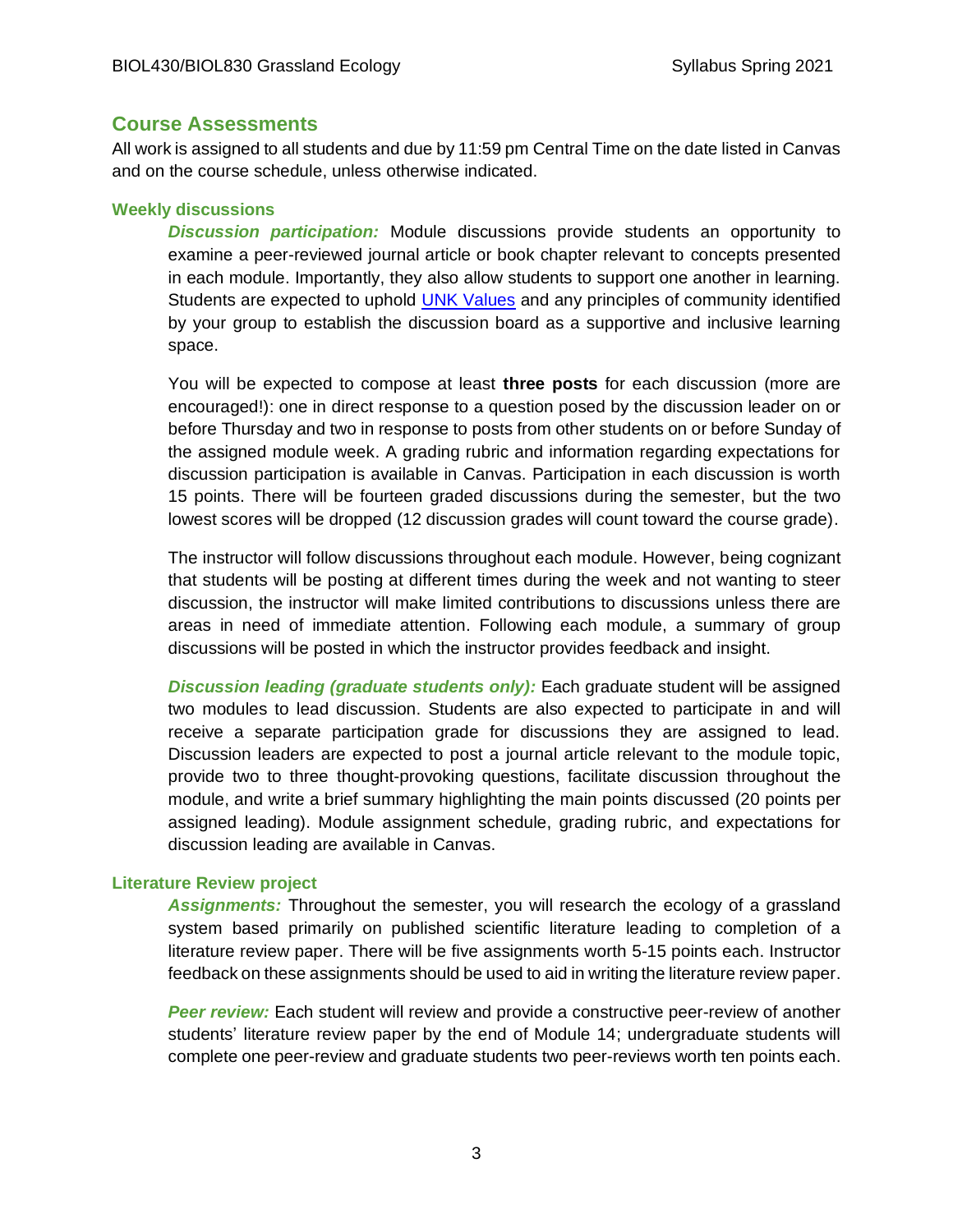## Course Assessments

All work is assigned to all students and due by 11:59 pm Central Time on the date listed in Canvas and on the course schedule, unless otherwise indicated.

### Weekly discussions

***Discussion participation:*** Module discussions provide students an opportunity to examine a peer-reviewed journal article or book chapter relevant to concepts presented in each module. Importantly, they also allow students to support one another in learning. Students are expected to uphold [UNK Values]() and any principles of community identified by your group to establish the discussion board as a supportive and inclusive learning space.

You will be expected to compose at least **three posts** for each discussion (more are encouraged!): one in direct response to a question posed by the discussion leader on or before Thursday and two in response to posts from other students on or before Sunday of the assigned module week. A grading rubric and information regarding expectations for discussion participation is available in Canvas. Participation in each discussion is worth 15 points. There will be fourteen graded discussions during the semester, but the two lowest scores will be dropped (12 discussion grades will count toward the course grade).

The instructor will follow discussions throughout each module. However, being cognizant that students will be posting at different times during the week and not wanting to steer discussion, the instructor will make limited contributions to discussions unless there are areas in need of immediate attention. Following each module, a summary of group discussions will be posted in which the instructor provides feedback and insight.

***Discussion leading (graduate students only):*** Each graduate student will be assigned two modules to lead discussion. Students are also expected to participate in and will receive a separate participation grade for discussions they are assigned to lead. Discussion leaders are expected to post a journal article relevant to the module topic, provide two to three thought-provoking questions, facilitate discussion throughout the module, and write a brief summary highlighting the main points discussed (20 points per assigned leading). Module assignment schedule, grading rubric, and expectations for discussion leading are available in Canvas.

### Literature Review project

***Assignments:*** Throughout the semester, you will research the ecology of a grassland system based primarily on published scientific literature leading to completion of a literature review paper. There will be five assignments worth 5-15 points each. Instructor feedback on these assignments should be used to aid in writing the literature review paper.

***Peer review:*** Each student will review and provide a constructive peer-review of another students' literature review paper by the end of Module 14; undergraduate students will complete one peer-review and graduate students two peer-reviews worth ten points each.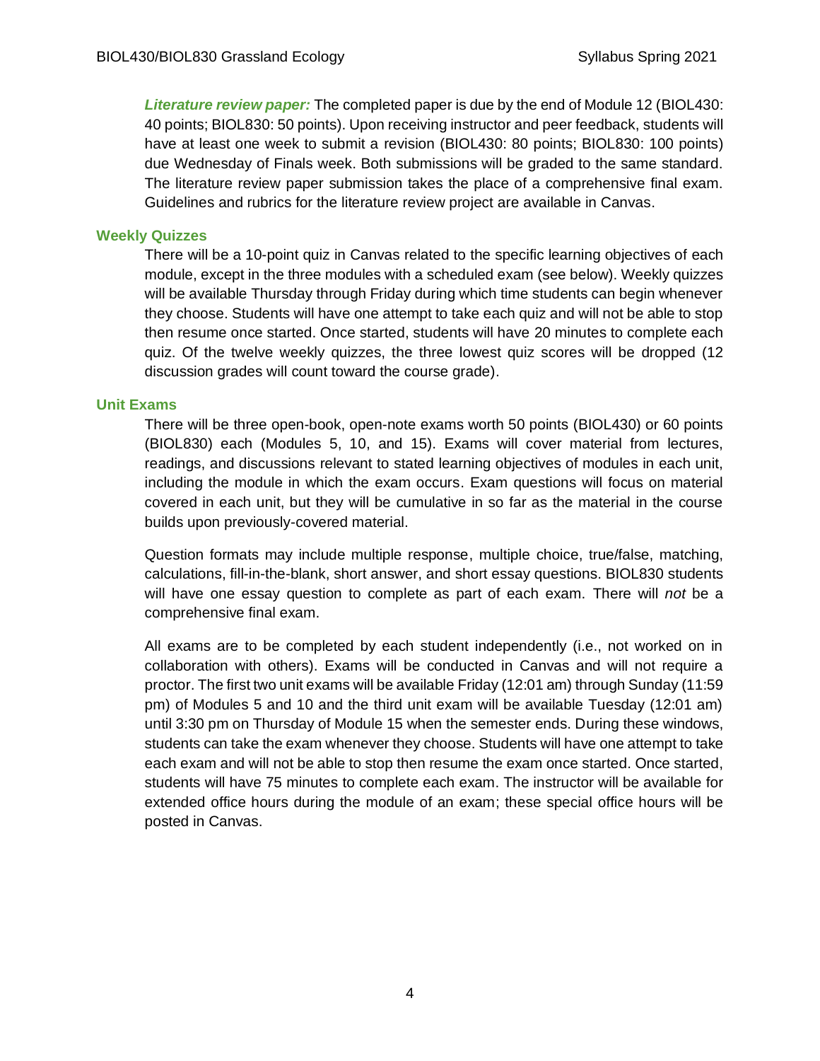***Literature review paper:*** The completed paper is due by the end of Module 12 (BIOL430: 40 points; BIOL830: 50 points). Upon receiving instructor and peer feedback, students will have at least one week to submit a revision (BIOL430: 80 points; BIOL830: 100 points) due Wednesday of Finals week. Both submissions will be graded to the same standard. The literature review paper submission takes the place of a comprehensive final exam. Guidelines and rubrics for the literature review project are available in Canvas.

### Weekly Quizzes

There will be a 10-point quiz in Canvas related to the specific learning objectives of each module, except in the three modules with a scheduled exam (see below). Weekly quizzes will be available Thursday through Friday during which time students can begin whenever they choose. Students will have one attempt to take each quiz and will not be able to stop then resume once started. Once started, students will have 20 minutes to complete each quiz. Of the twelve weekly quizzes, the three lowest quiz scores will be dropped (12 discussion grades will count toward the course grade).

### Unit Exams

There will be three open-book, open-note exams worth 50 points (BIOL430) or 60 points (BIOL830) each (Modules 5, 10, and 15). Exams will cover material from lectures, readings, and discussions relevant to stated learning objectives of modules in each unit, including the module in which the exam occurs. Exam questions will focus on material covered in each unit, but they will be cumulative in so far as the material in the course builds upon previously-covered material.

Question formats may include multiple response, multiple choice, true/false, matching, calculations, fill-in-the-blank, short answer, and short essay questions. BIOL830 students will have one essay question to complete as part of each exam. There will *not* be a comprehensive final exam.

All exams are to be completed by each student independently (i.e., not worked on in collaboration with others). Exams will be conducted in Canvas and will not require a proctor. The first two unit exams will be available Friday (12:01 am) through Sunday (11:59 pm) of Modules 5 and 10 and the third unit exam will be available Tuesday (12:01 am) until 3:30 pm on Thursday of Module 15 when the semester ends. During these windows, students can take the exam whenever they choose. Students will have one attempt to take each exam and will not be able to stop then resume the exam once started. Once started, students will have 75 minutes to complete each exam. The instructor will be available for extended office hours during the module of an exam; these special office hours will be posted in Canvas.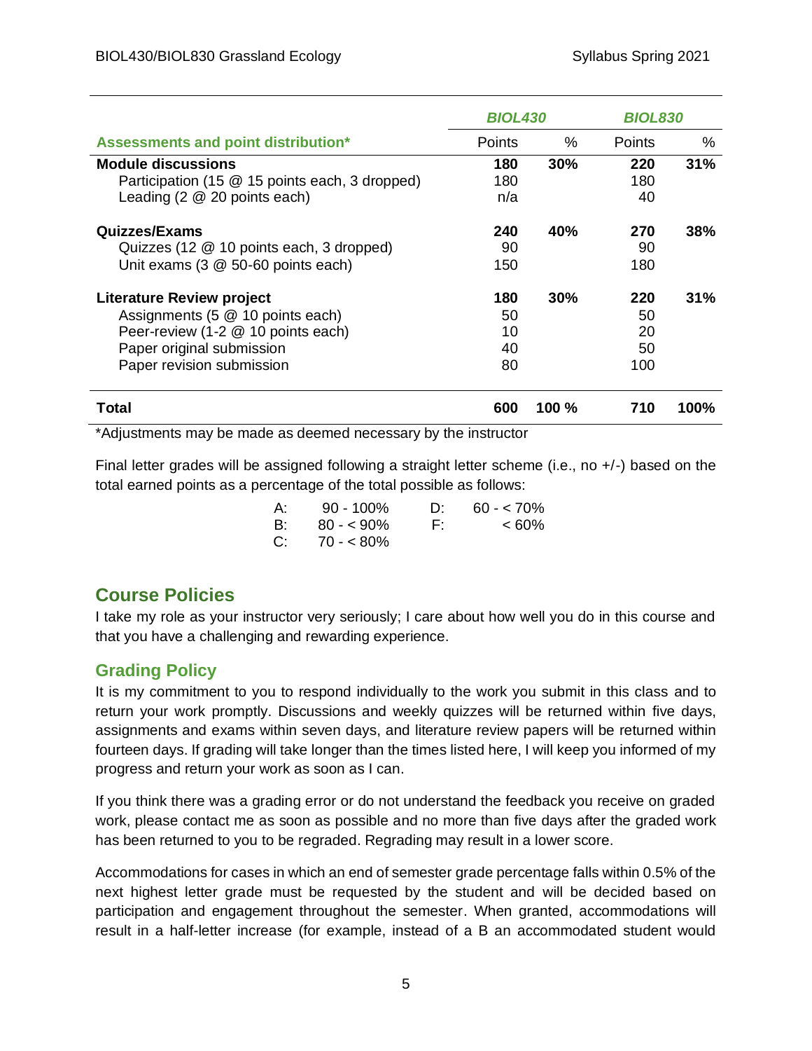| Assessments and point distribution* | BIOL430 Points | BIOL430 % | BIOL830 Points | BIOL830 % |
|---|---|---|---|---|
| **Module discussions** | **180** | **30%** | **220** | **31%** |
| Participation (15 @ 15 points each, 3 dropped) | 180 | | 180 | |
| Leading (2 @ 20 points each) | n/a | | 40 | |
| **Quizzes/Exams** | **240** | **40%** | **270** | **38%** |
| Quizzes (12 @ 10 points each, 3 dropped) | 90 | | 90 | |
| Unit exams (3 @ 50-60 points each) | 150 | | 180 | |
| **Literature Review project** | **180** | **30%** | **220** | **31%** |
| Assignments (5 @ 10 points each) | 50 | | 50 | |
| Peer-review (1-2 @ 10 points each) | 10 | | 20 | |
| Paper original submission | 40 | | 50 | |
| Paper revision submission | 80 | | 100 | |
| **Total** | **600** | **100 %** | **710** | **100%** |

*Adjustments may be made as deemed necessary by the instructor

Final letter grades will be assigned following a straight letter scheme (i.e., no +/-) based on the total earned points as a percentage of the total possible as follows:

| Grade | Range | Grade | Range |
|---|---|---|---|
| A: | 90 - 100% | D: | 60 - < 70% |
| B: | 80 - < 90% | F: | < 60% |
| C: | 70 - < 80% | | |

## Course Policies

I take my role as your instructor very seriously; I care about how well you do in this course and that you have a challenging and rewarding experience.

### Grading Policy

It is my commitment to you to respond individually to the work you submit in this class and to return your work promptly. Discussions and weekly quizzes will be returned within five days, assignments and exams within seven days, and literature review papers will be returned within fourteen days. If grading will take longer than the times listed here, I will keep you informed of my progress and return your work as soon as I can.

If you think there was a grading error or do not understand the feedback you receive on graded work, please contact me as soon as possible and no more than five days after the graded work has been returned to you to be regraded. Regrading may result in a lower score.

Accommodations for cases in which an end of semester grade percentage falls within 0.5% of the next highest letter grade must be requested by the student and will be decided based on participation and engagement throughout the semester. When granted, accommodations will result in a half-letter increase (for example, instead of a B an accommodated student would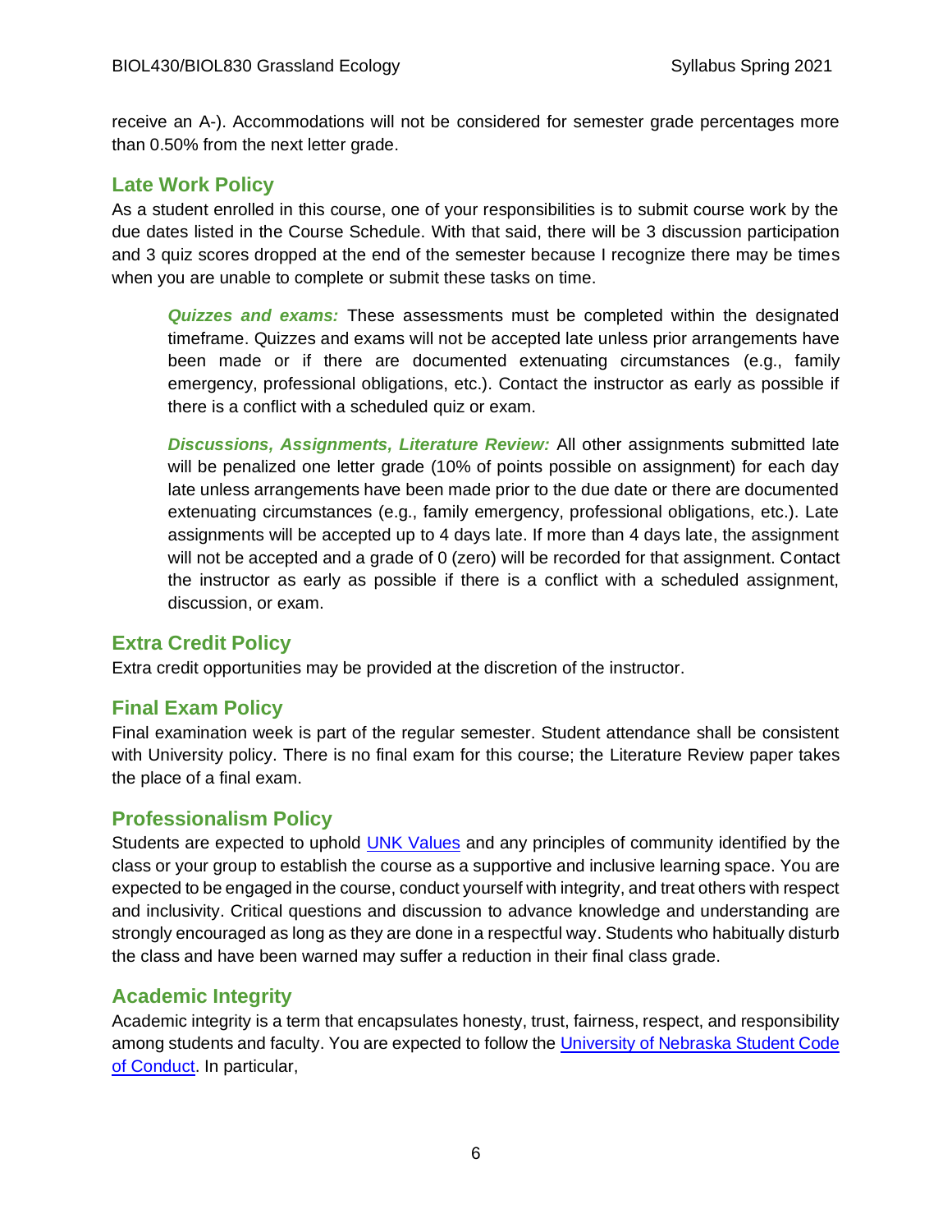receive an A-). Accommodations will not be considered for semester grade percentages more than 0.50% from the next letter grade.

## Late Work Policy

As a student enrolled in this course, one of your responsibilities is to submit course work by the due dates listed in the Course Schedule. With that said, there will be 3 discussion participation and 3 quiz scores dropped at the end of the semester because I recognize there may be times when you are unable to complete or submit these tasks on time.

> ***Quizzes and exams:*** These assessments must be completed within the designated timeframe. Quizzes and exams will not be accepted late unless prior arrangements have been made or if there are documented extenuating circumstances (e.g., family emergency, professional obligations, etc.). Contact the instructor as early as possible if there is a conflict with a scheduled quiz or exam.
>
> ***Discussions, Assignments, Literature Review:*** All other assignments submitted late will be penalized one letter grade (10% of points possible on assignment) for each day late unless arrangements have been made prior to the due date or there are documented extenuating circumstances (e.g., family emergency, professional obligations, etc.). Late assignments will be accepted up to 4 days late. If more than 4 days late, the assignment will not be accepted and a grade of 0 (zero) will be recorded for that assignment. Contact the instructor as early as possible if there is a conflict with a scheduled assignment, discussion, or exam.

## Extra Credit Policy

Extra credit opportunities may be provided at the discretion of the instructor.

## Final Exam Policy

Final examination week is part of the regular semester. Student attendance shall be consistent with University policy. There is no final exam for this course; the Literature Review paper takes the place of a final exam.

## Professionalism Policy

Students are expected to uphold UNK Values and any principles of community identified by the class or your group to establish the course as a supportive and inclusive learning space. You are expected to be engaged in the course, conduct yourself with integrity, and treat others with respect and inclusivity. Critical questions and discussion to advance knowledge and understanding are strongly encouraged as long as they are done in a respectful way. Students who habitually disturb the class and have been warned may suffer a reduction in their final class grade.

## Academic Integrity

Academic integrity is a term that encapsulates honesty, trust, fairness, respect, and responsibility among students and faculty. You are expected to follow the University of Nebraska Student Code of Conduct. In particular,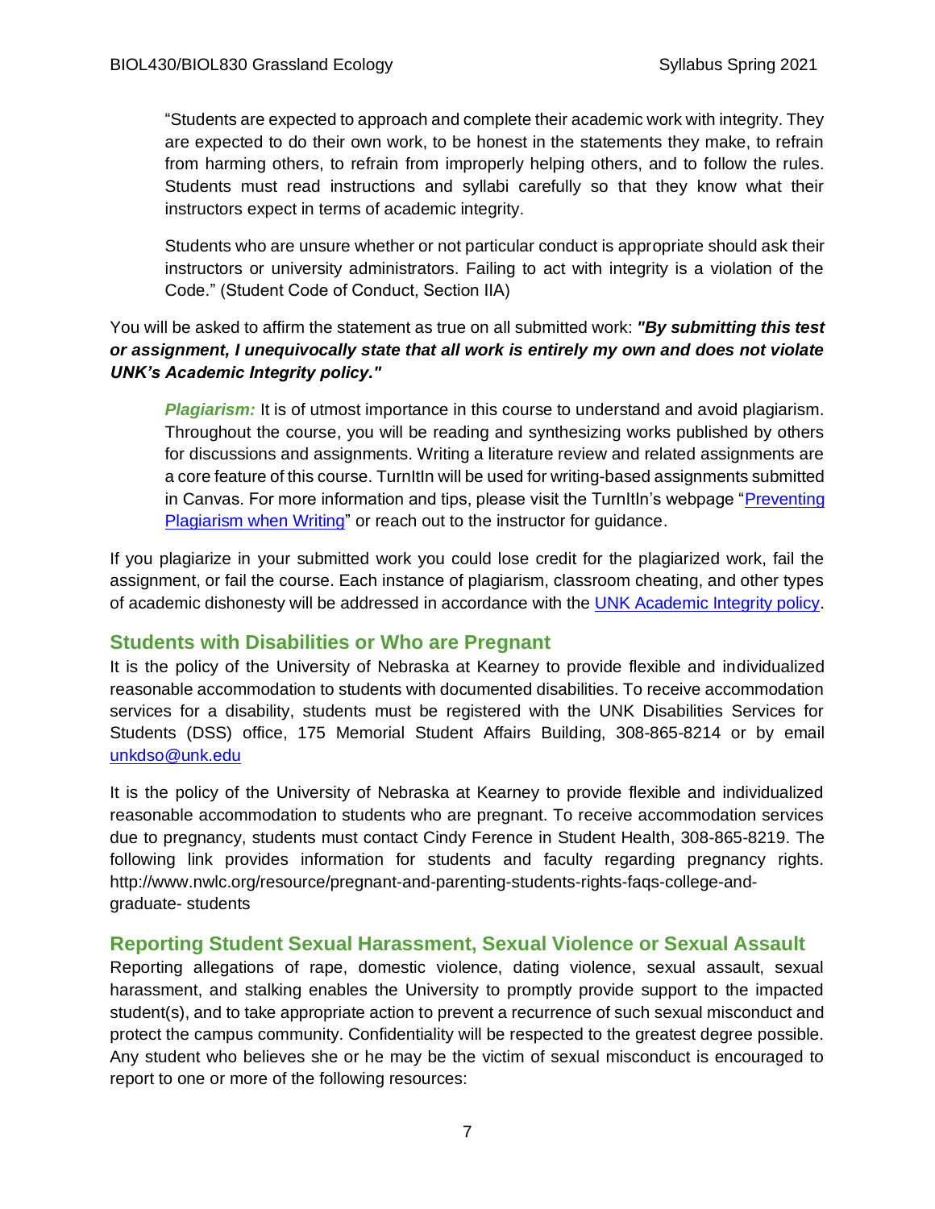> "Students are expected to approach and complete their academic work with integrity. They are expected to do their own work, to be honest in the statements they make, to refrain from harming others, to refrain from improperly helping others, and to follow the rules. Students must read instructions and syllabi carefully so that they know what their instructors expect in terms of academic integrity.
>
> Students who are unsure whether or not particular conduct is appropriate should ask their instructors or university administrators. Failing to act with integrity is a violation of the Code." (Student Code of Conduct, Section IIA)

You will be asked to affirm the statement as true on all submitted work: ***"By submitting this test or assignment, I unequivocally state that all work is entirely my own and does not violate UNK's Academic Integrity policy."***

> ***Plagiarism:*** It is of utmost importance in this course to understand and avoid plagiarism. Throughout the course, you will be reading and synthesizing works published by others for discussions and assignments. Writing a literature review and related assignments are a core feature of this course. TurnItIn will be used for writing-based assignments submitted in Canvas. For more information and tips, please visit the TurnItIn's webpage "Preventing Plagiarism when Writing" or reach out to the instructor for guidance.

If you plagiarize in your submitted work you could lose credit for the plagiarized work, fail the assignment, or fail the course. Each instance of plagiarism, classroom cheating, and other types of academic dishonesty will be addressed in accordance with the UNK Academic Integrity policy.

## Students with Disabilities or Who are Pregnant

It is the policy of the University of Nebraska at Kearney to provide flexible and individualized reasonable accommodation to students with documented disabilities. To receive accommodation services for a disability, students must be registered with the UNK Disabilities Services for Students (DSS) office, 175 Memorial Student Affairs Building, 308-865-8214 or by email unkdso@unk.edu

It is the policy of the University of Nebraska at Kearney to provide flexible and individualized reasonable accommodation to students who are pregnant. To receive accommodation services due to pregnancy, students must contact Cindy Ference in Student Health, 308-865-8219. The following link provides information for students and faculty regarding pregnancy rights. http://www.nwlc.org/resource/pregnant-and-parenting-students-rights-faqs-college-and-graduate- students

## Reporting Student Sexual Harassment, Sexual Violence or Sexual Assault

Reporting allegations of rape, domestic violence, dating violence, sexual assault, sexual harassment, and stalking enables the University to promptly provide support to the impacted student(s), and to take appropriate action to prevent a recurrence of such sexual misconduct and protect the campus community. Confidentiality will be respected to the greatest degree possible. Any student who believes she or he may be the victim of sexual misconduct is encouraged to report to one or more of the following resources: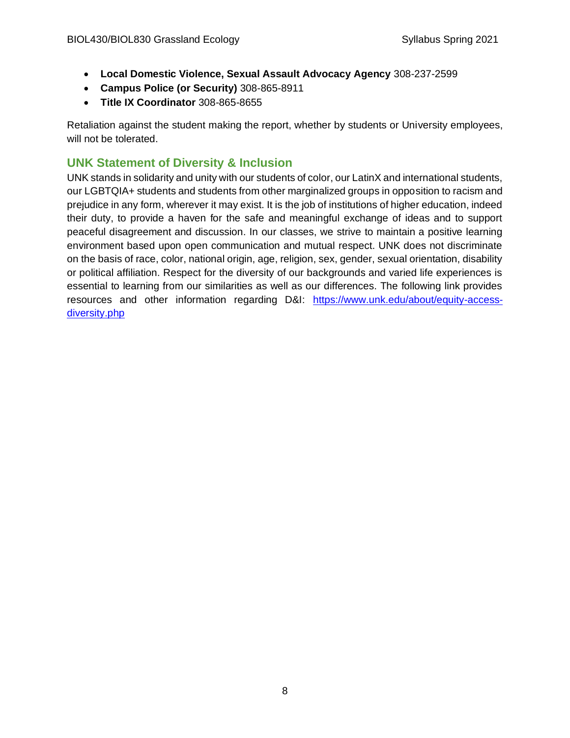- **Local Domestic Violence, Sexual Assault Advocacy Agency** 308-237-2599
- **Campus Police (or Security)** 308-865-8911
- **Title IX Coordinator** 308-865-8655

Retaliation against the student making the report, whether by students or University employees, will not be tolerated.

## UNK Statement of Diversity & Inclusion

UNK stands in solidarity and unity with our students of color, our LatinX and international students, our LGBTQIA+ students and students from other marginalized groups in opposition to racism and prejudice in any form, wherever it may exist. It is the job of institutions of higher education, indeed their duty, to provide a haven for the safe and meaningful exchange of ideas and to support peaceful disagreement and discussion. In our classes, we strive to maintain a positive learning environment based upon open communication and mutual respect. UNK does not discriminate on the basis of race, color, national origin, age, religion, sex, gender, sexual orientation, disability or political affiliation. Respect for the diversity of our backgrounds and varied life experiences is essential to learning from our similarities as well as our differences. The following link provides resources and other information regarding D&I: [https://www.unk.edu/about/equity-access-diversity.php](https://www.unk.edu/about/equity-access-diversity.php)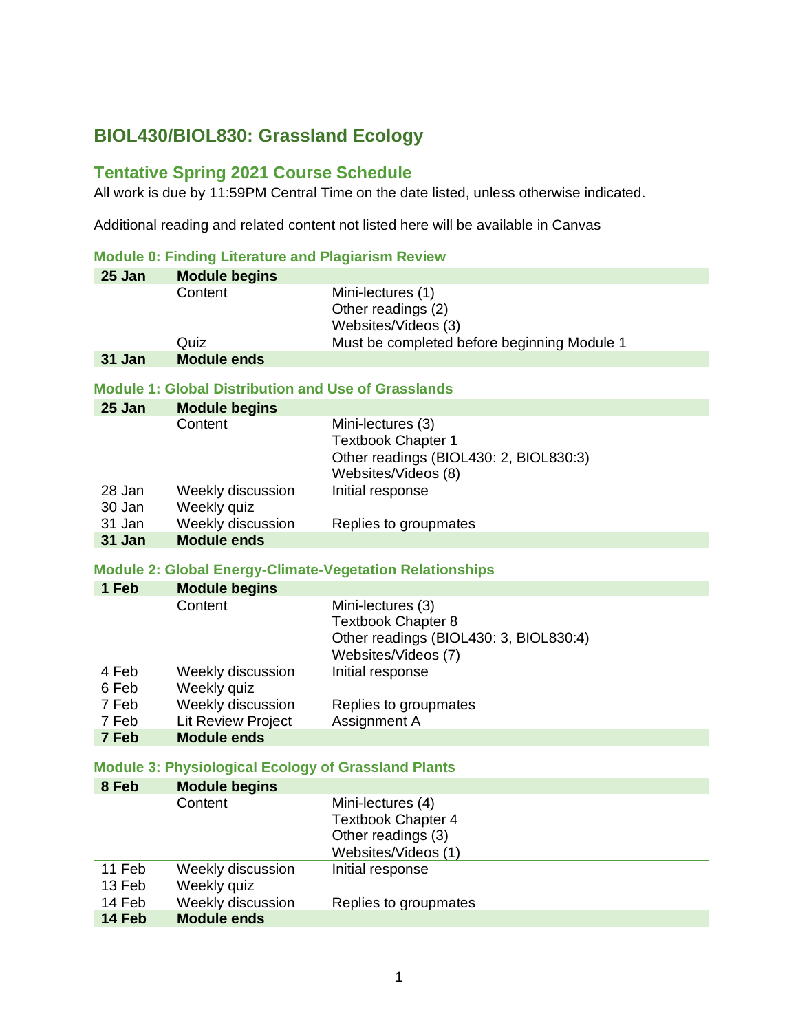## BIOL430/BIOL830: Grassland Ecology

### Tentative Spring 2021 Course Schedule

All work is due by 11:59PM Central Time on the date listed, unless otherwise indicated.

Additional reading and related content not listed here will be available in Canvas

#### Module 0: Finding Literature and Plagiarism Review

| | | |
|---|---|---|
| **25 Jan** | **Module begins** | |
| | Content | Mini-lectures (1)<br>Other readings (2)<br>Websites/Videos (3) |
| | Quiz | Must be completed before beginning Module 1 |
| **31 Jan** | **Module ends** | |

#### Module 1: Global Distribution and Use of Grasslands

| | | |
|---|---|---|
| **25 Jan** | **Module begins** | |
| | Content | Mini-lectures (3)<br>Textbook Chapter 1<br>Other readings (BIOL430: 2, BIOL830:3)<br>Websites/Videos (8) |
| 28 Jan | Weekly discussion | Initial response |
| 30 Jan | Weekly quiz | |
| 31 Jan | Weekly discussion | Replies to groupmates |
| **31 Jan** | **Module ends** | |

#### Module 2: Global Energy-Climate-Vegetation Relationships

| | | |
|---|---|---|
| **1 Feb** | **Module begins** | |
| | Content | Mini-lectures (3)<br>Textbook Chapter 8<br>Other readings (BIOL430: 3, BIOL830:4)<br>Websites/Videos (7) |
| 4 Feb | Weekly discussion | Initial response |
| 6 Feb | Weekly quiz | |
| 7 Feb | Weekly discussion | Replies to groupmates |
| 7 Feb | Lit Review Project | Assignment A |
| **7 Feb** | **Module ends** | |

#### Module 3: Physiological Ecology of Grassland Plants

| | | |
|---|---|---|
| **8 Feb** | **Module begins** | |
| | Content | Mini-lectures (4)<br>Textbook Chapter 4<br>Other readings (3)<br>Websites/Videos (1) |
| 11 Feb | Weekly discussion | Initial response |
| 13 Feb | Weekly quiz | |
| 14 Feb | Weekly discussion | Replies to groupmates |
| **14 Feb** | **Module ends** | |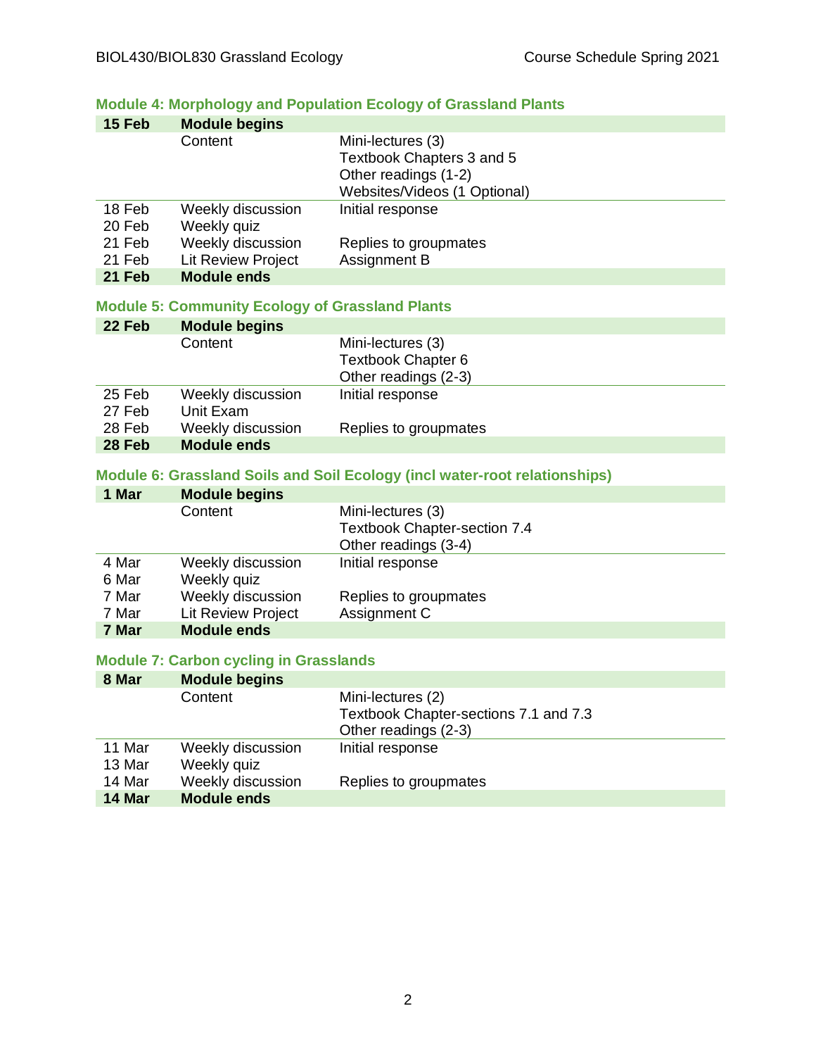## Module 4: Morphology and Population Ecology of Grassland Plants

| **15 Feb** | **Module begins** | |
|---|---|---|
| | Content | Mini-lectures (3)<br>Textbook Chapters 3 and 5<br>Other readings (1-2)<br>Websites/Videos (1 Optional) |
| 18 Feb | Weekly discussion | Initial response |
| 20 Feb | Weekly quiz | |
| 21 Feb | Weekly discussion | Replies to groupmates |
| 21 Feb | Lit Review Project | Assignment B |
| **21 Feb** | **Module ends** | |

## Module 5: Community Ecology of Grassland Plants

| **22 Feb** | **Module begins** | |
|---|---|---|
| | Content | Mini-lectures (3)<br>Textbook Chapter 6<br>Other readings (2-3) |
| 25 Feb | Weekly discussion | Initial response |
| 27 Feb | Unit Exam | |
| 28 Feb | Weekly discussion | Replies to groupmates |
| **28 Feb** | **Module ends** | |

## Module 6: Grassland Soils and Soil Ecology (incl water-root relationships)

| **1 Mar** | **Module begins** | |
|---|---|---|
| | Content | Mini-lectures (3)<br>Textbook Chapter-section 7.4<br>Other readings (3-4) |
| 4 Mar | Weekly discussion | Initial response |
| 6 Mar | Weekly quiz | |
| 7 Mar | Weekly discussion | Replies to groupmates |
| 7 Mar | Lit Review Project | Assignment C |
| **7 Mar** | **Module ends** | |

## Module 7: Carbon cycling in Grasslands

| **8 Mar** | **Module begins** | |
|---|---|---|
| | Content | Mini-lectures (2)<br>Textbook Chapter-sections 7.1 and 7.3<br>Other readings (2-3) |
| 11 Mar | Weekly discussion | Initial response |
| 13 Mar | Weekly quiz | |
| 14 Mar | Weekly discussion | Replies to groupmates |
| **14 Mar** | **Module ends** | |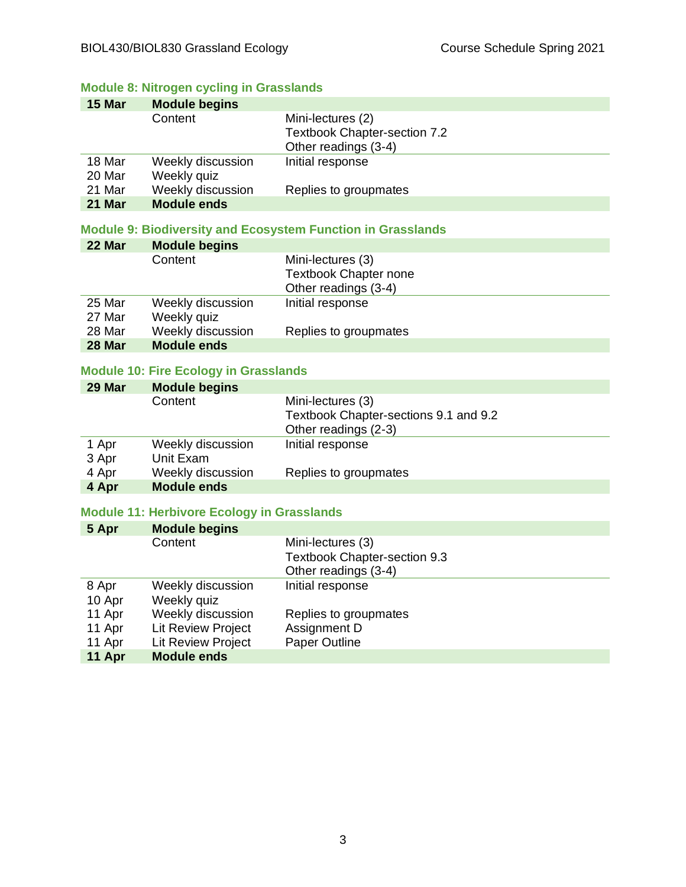### Module 8: Nitrogen cycling in Grasslands

| | | |
|---|---|---|
| **15 Mar** | **Module begins** | |
| | Content | Mini-lectures (2)<br>Textbook Chapter-section 7.2<br>Other readings (3-4) |
| 18 Mar | Weekly discussion | Initial response |
| 20 Mar | Weekly quiz | |
| 21 Mar | Weekly discussion | Replies to groupmates |
| **21 Mar** | **Module ends** | |

### Module 9: Biodiversity and Ecosystem Function in Grasslands

| | | |
|---|---|---|
| **22 Mar** | **Module begins** | |
| | Content | Mini-lectures (3)<br>Textbook Chapter none<br>Other readings (3-4) |
| 25 Mar | Weekly discussion | Initial response |
| 27 Mar | Weekly quiz | |
| 28 Mar | Weekly discussion | Replies to groupmates |
| **28 Mar** | **Module ends** | |

### Module 10: Fire Ecology in Grasslands

| | | |
|---|---|---|
| **29 Mar** | **Module begins** | |
| | Content | Mini-lectures (3)<br>Textbook Chapter-sections 9.1 and 9.2<br>Other readings (2-3) |
| 1 Apr | Weekly discussion | Initial response |
| 3 Apr | Unit Exam | |
| 4 Apr | Weekly discussion | Replies to groupmates |
| **4 Apr** | **Module ends** | |

### Module 11: Herbivore Ecology in Grasslands

| | | |
|---|---|---|
| **5 Apr** | **Module begins** | |
| | Content | Mini-lectures (3)<br>Textbook Chapter-section 9.3<br>Other readings (3-4) |
| 8 Apr | Weekly discussion | Initial response |
| 10 Apr | Weekly quiz | |
| 11 Apr | Weekly discussion | Replies to groupmates |
| 11 Apr | Lit Review Project | Assignment D |
| 11 Apr | Lit Review Project | Paper Outline |
| **11 Apr** | **Module ends** | |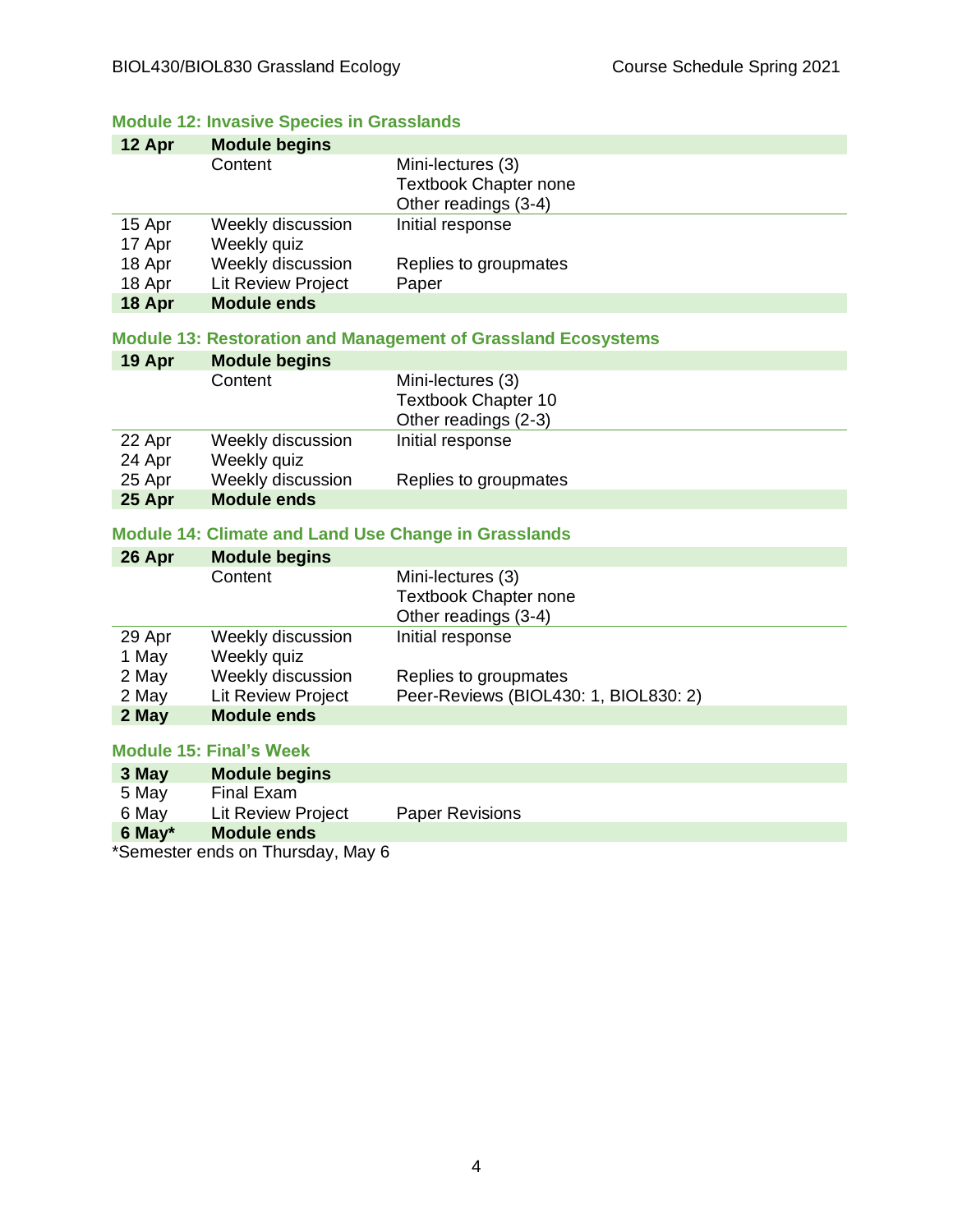### Module 12: Invasive Species in Grasslands

| | | |
|---|---|---|
| **12 Apr** | **Module begins** | |
| | Content | Mini-lectures (3)<br>Textbook Chapter none<br>Other readings (3-4) |
| 15 Apr | Weekly discussion | Initial response |
| 17 Apr | Weekly quiz | |
| 18 Apr | Weekly discussion | Replies to groupmates |
| 18 Apr | Lit Review Project | Paper |
| **18 Apr** | **Module ends** | |

### Module 13: Restoration and Management of Grassland Ecosystems

| | | |
|---|---|---|
| **19 Apr** | **Module begins** | |
| | Content | Mini-lectures (3)<br>Textbook Chapter 10<br>Other readings (2-3) |
| 22 Apr | Weekly discussion | Initial response |
| 24 Apr | Weekly quiz | |
| 25 Apr | Weekly discussion | Replies to groupmates |
| **25 Apr** | **Module ends** | |

### Module 14: Climate and Land Use Change in Grasslands

| | | |
|---|---|---|
| **26 Apr** | **Module begins** | |
| | Content | Mini-lectures (3)<br>Textbook Chapter none<br>Other readings (3-4) |
| 29 Apr | Weekly discussion | Initial response |
| 1 May | Weekly quiz | |
| 2 May | Weekly discussion | Replies to groupmates |
| 2 May | Lit Review Project | Peer-Reviews (BIOL430: 1, BIOL830: 2) |
| **2 May** | **Module ends** | |

### Module 15: Final's Week

| | | |
|---|---|---|
| **3 May** | **Module begins** | |
| 5 May | Final Exam | |
| 6 May | Lit Review Project | Paper Revisions |
| **6 May*** | **Module ends** | |

*Semester ends on Thursday, May 6